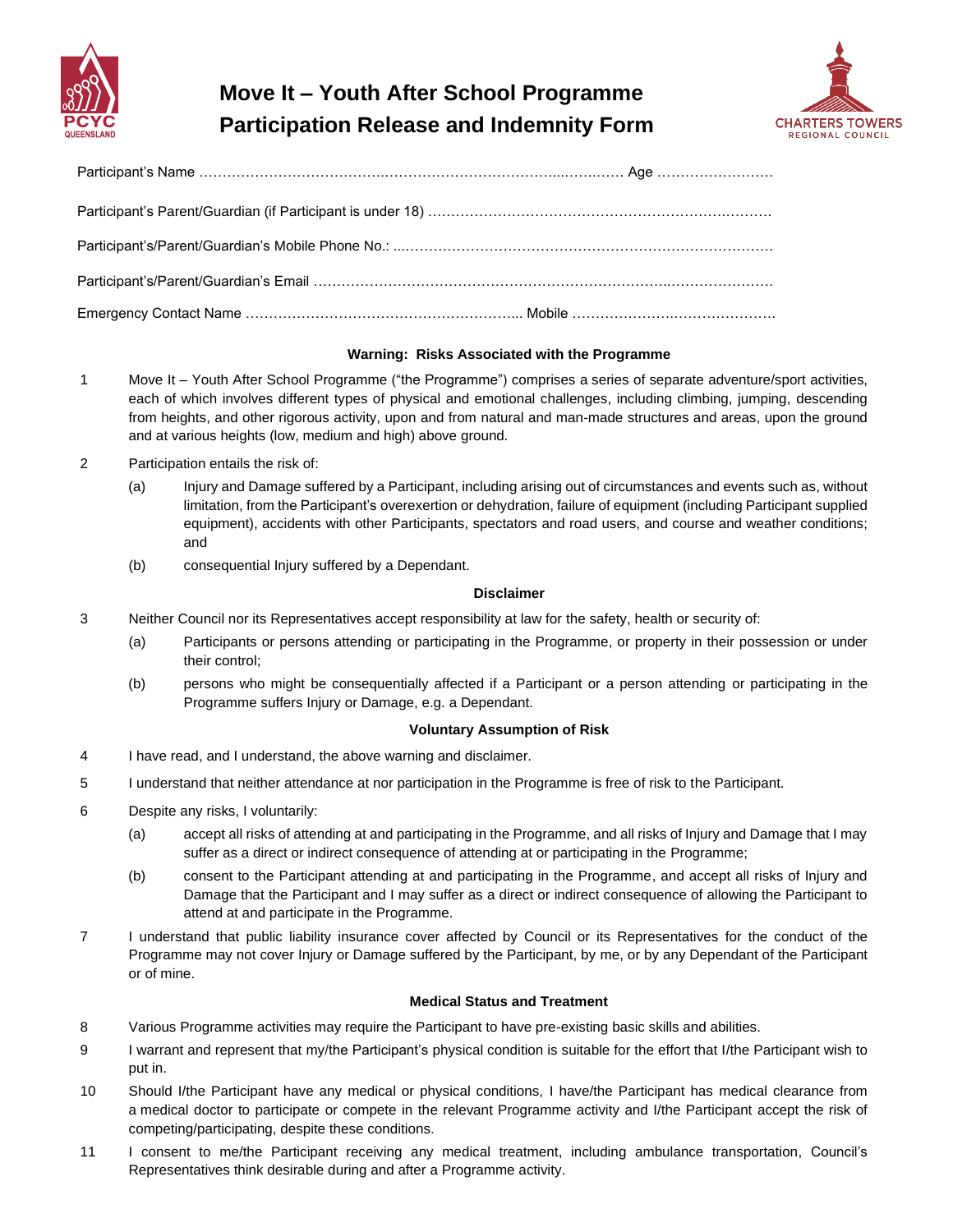# Move It – Youth After School Programme
# Participation Release and Indemnity Form

Participant's Name ………………………………….…………………………….….…….…… Age ……………………

Participant's Parent/Guardian (if Participant is under 18) ………………………………………………………….………

Participant's/Parent/Guardian's Mobile Phone No.: ...…………………………………………………………………

Participant's/Parent/Guardian's Email ………………………………………………………………..…………………

Emergency Contact Name ………………………………………………….. Mobile ………………….…………………

### Warning: Risks Associated with the Programme

1. Move It – Youth After School Programme ("the Programme") comprises a series of separate adventure/sport activities, each of which involves different types of physical and emotional challenges, including climbing, jumping, descending from heights, and other rigorous activity, upon and from natural and man-made structures and areas, upon the ground and at various heights (low, medium and high) above ground.

2. Participation entails the risk of:
   - (a) Injury and Damage suffered by a Participant, including arising out of circumstances and events such as, without limitation, from the Participant's overexertion or dehydration, failure of equipment (including Participant supplied equipment), accidents with other Participants, spectators and road users, and course and weather conditions; and
   - (b) consequential Injury suffered by a Dependant.

### Disclaimer

3. Neither Council nor its Representatives accept responsibility at law for the safety, health or security of:
   - (a) Participants or persons attending or participating in the Programme, or property in their possession or under their control;
   - (b) persons who might be consequentially affected if a Participant or a person attending or participating in the Programme suffers Injury or Damage, e.g. a Dependant.

### Voluntary Assumption of Risk

4. I have read, and I understand, the above warning and disclaimer.

5. I understand that neither attendance at nor participation in the Programme is free of risk to the Participant.

6. Despite any risks, I voluntarily:
   - (a) accept all risks of attending at and participating in the Programme, and all risks of Injury and Damage that I may suffer as a direct or indirect consequence of attending at or participating in the Programme;
   - (b) consent to the Participant attending at and participating in the Programme, and accept all risks of Injury and Damage that the Participant and I may suffer as a direct or indirect consequence of allowing the Participant to attend at and participate in the Programme.

7. I understand that public liability insurance cover affected by Council or its Representatives for the conduct of the Programme may not cover Injury or Damage suffered by the Participant, by me, or by any Dependant of the Participant or of mine.

### Medical Status and Treatment

8. Various Programme activities may require the Participant to have pre-existing basic skills and abilities.

9. I warrant and represent that my/the Participant's physical condition is suitable for the effort that I/the Participant wish to put in.

10. Should I/the Participant have any medical or physical conditions, I have/the Participant has medical clearance from a medical doctor to participate or compete in the relevant Programme activity and I/the Participant accept the risk of competing/participating, despite these conditions.

11. I consent to me/the Participant receiving any medical treatment, including ambulance transportation, Council's Representatives think desirable during and after a Programme activity.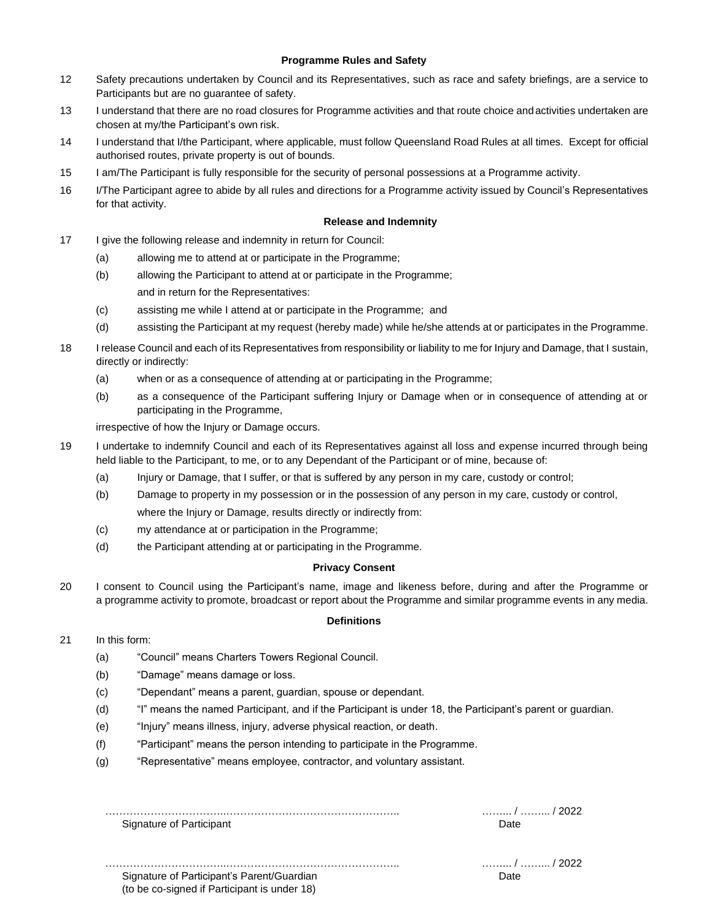### Programme Rules and Safety

12 Safety precautions undertaken by Council and its Representatives, such as race and safety briefings, are a service to Participants but are no guarantee of safety.

13 I understand that there are no road closures for Programme activities and that route choice and activities undertaken are chosen at my/the Participant's own risk.

14 I understand that I/the Participant, where applicable, must follow Queensland Road Rules at all times. Except for official authorised routes, private property is out of bounds.

15 I am/The Participant is fully responsible for the security of personal possessions at a Programme activity.

16 I/The Participant agree to abide by all rules and directions for a Programme activity issued by Council's Representatives for that activity.

### Release and Indemnity

17 I give the following release and indemnity in return for Council:

(a) allowing me to attend at or participate in the Programme;

(b) allowing the Participant to attend at or participate in the Programme;

and in return for the Representatives:

(c) assisting me while I attend at or participate in the Programme; and

(d) assisting the Participant at my request (hereby made) while he/she attends at or participates in the Programme.

18 I release Council and each of its Representatives from responsibility or liability to me for Injury and Damage, that I sustain, directly or indirectly:

(a) when or as a consequence of attending at or participating in the Programme;

(b) as a consequence of the Participant suffering Injury or Damage when or in consequence of attending at or participating in the Programme,

irrespective of how the Injury or Damage occurs.

19 I undertake to indemnify Council and each of its Representatives against all loss and expense incurred through being held liable to the Participant, to me, or to any Dependant of the Participant or of mine, because of:

(a) Injury or Damage, that I suffer, or that is suffered by any person in my care, custody or control;

(b) Damage to property in my possession or in the possession of any person in my care, custody or control,

where the Injury or Damage, results directly or indirectly from:

(c) my attendance at or participation in the Programme;

(d) the Participant attending at or participating in the Programme.

### Privacy Consent

20 I consent to Council using the Participant's name, image and likeness before, during and after the Programme or a programme activity to promote, broadcast or report about the Programme and similar programme events in any media.

### Definitions

21 In this form:

(a) "Council" means Charters Towers Regional Council.

(b) "Damage" means damage or loss.

(c) "Dependant" means a parent, guardian, spouse or dependant.

(d) "I" means the named Participant, and if the Participant is under 18, the Participant's parent or guardian.

(e) "Injury" means illness, injury, adverse physical reaction, or death.

(f) "Participant" means the person intending to participate in the Programme.

(g) "Representative" means employee, contractor, and voluntary assistant.

……………………………..…………………………………………..   …….. / …….. / 2022

Signature of Participant   Date

……………………………..…………………………………………..   …….. / …….. / 2022

Signature of Participant's Parent/Guardian   Date
(to be co-signed if Participant is under 18)